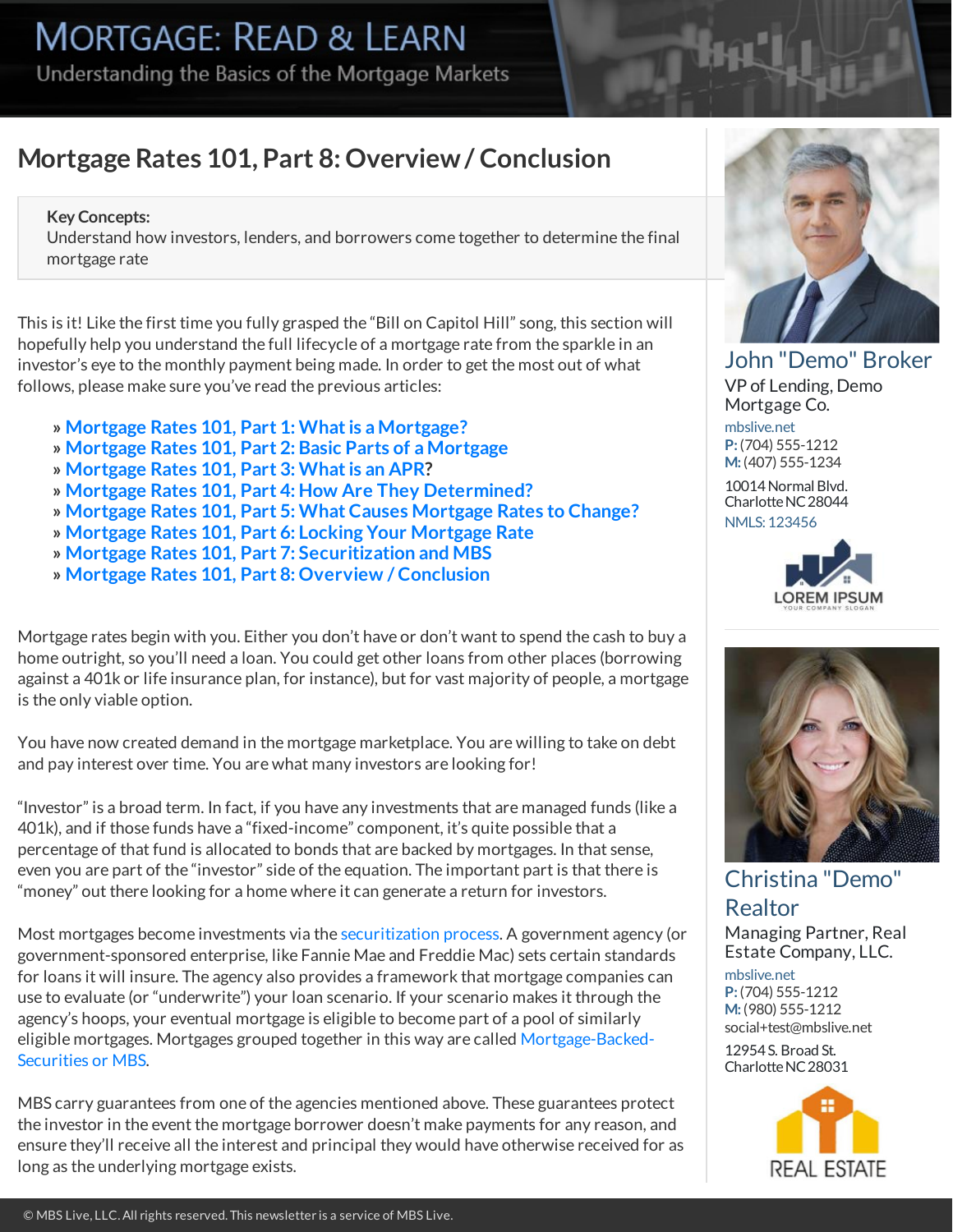# MORTGAGE: READ & LEARN

Understanding the Basics of the Mortgage Markets

## Mortgage Rates 101, Part 8: Overview / Conclusion

**Key Concepts:**
Understand how investors, lenders, and borrowers come together to determine the final mortgage rate

This is it! Like the first time you fully grasped the "Bill on Capitol Hill" song, this section will hopefully help you understand the full lifecycle of a mortgage rate from the sparkle in an investor's eye to the monthly payment being made. In order to get the most out of what follows, please make sure you've read the previous articles:

- » **Mortgage Rates 101, Part 1: What is a Mortgage?**
- » **Mortgage Rates 101, Part 2: Basic Parts of a Mortgage**
- » **Mortgage Rates 101, Part 3: What is an APR?**
- » **Mortgage Rates 101, Part 4: How Are They Determined?**
- » **Mortgage Rates 101, Part 5: What Causes Mortgage Rates to Change?**
- » **Mortgage Rates 101, Part 6: Locking Your Mortgage Rate**
- » **Mortgage Rates 101, Part 7: Securitization and MBS**
- » **Mortgage Rates 101, Part 8: Overview / Conclusion**

Mortgage rates begin with you. Either you don't have or don't want to spend the cash to buy a home outright, so you'll need a loan. You could get other loans from other places (borrowing against a 401k or life insurance plan, for instance), but for vast majority of people, a mortgage is the only viable option.

You have now created demand in the mortgage marketplace. You are willing to take on debt and pay interest over time. You are what many investors are looking for!

"Investor" is a broad term. In fact, if you have any investments that are managed funds (like a 401k), and if those funds have a "fixed-income" component, it's quite possible that a percentage of that fund is allocated to bonds that are backed by mortgages. In that sense, even you are part of the "investor" side of the equation. The important part is that there is "money" out there looking for a home where it can generate a return for investors.

Most mortgages become investments via the securitization process. A government agency (or government-sponsored enterprise, like Fannie Mae and Freddie Mac) sets certain standards for loans it will insure. The agency also provides a framework that mortgage companies can use to evaluate (or "underwrite") your loan scenario. If your scenario makes it through the agency's hoops, your eventual mortgage is eligible to become part of a pool of similarly eligible mortgages. Mortgages grouped together in this way are called Mortgage-Backed-Securities or MBS.

MBS carry guarantees from one of the agencies mentioned above. These guarantees protect the investor in the event the mortgage borrower doesn't make payments for any reason, and ensure they'll receive all the interest and principal they would have otherwise received for as long as the underlying mortgage exists.

---

**John "Demo" Broker**
VP of Lending, Demo Mortgage Co.
mbslive.net
**P:** (704) 555-1212
**M:** (407) 555-1234
10014 Normal Blvd.
Charlotte NC 28044
NMLS: 123456

LOREM IPSUM
YOUR COMPANY SLOGAN

**Christina "Demo" Realtor**
Managing Partner, Real Estate Company, LLC.
mbslive.net
**P:** (704) 555-1212
**M:** (980) 555-1212
social+test@mbslive.net
12954 S. Broad St.
Charlotte NC 28031

REAL ESTATE

© MBS Live, LLC. All rights reserved. This newsletter is a service of MBS Live.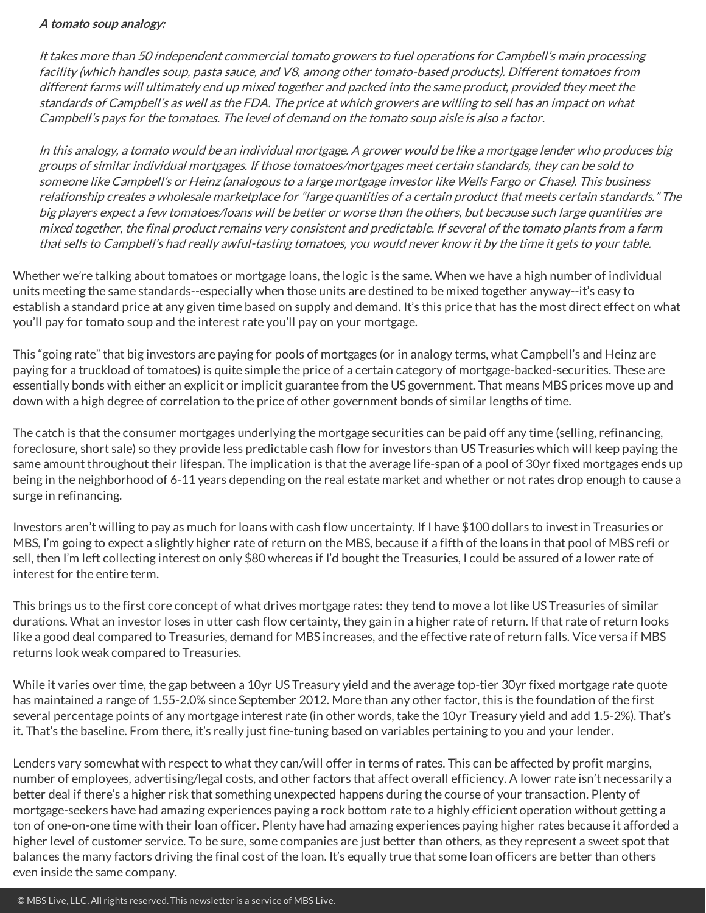***A tomato soup analogy:***

> *It takes more than 50 independent commercial tomato growers to fuel operations for Campbell's main processing facility (which handles soup, pasta sauce, and V8, among other tomato-based products). Different tomatoes from different farms will ultimately end up mixed together and packed into the same product, provided they meet the standards of Campbell's as well as the FDA. The price at which growers are willing to sell has an impact on what Campbell's pays for the tomatoes. The level of demand on the tomato soup aisle is also a factor.*
>
> *In this analogy, a tomato would be an individual mortgage. A grower would be like a mortgage lender who produces big groups of similar individual mortgages. If those tomatoes/mortgages meet certain standards, they can be sold to someone like Campbell's or Heinz (analogous to a large mortgage investor like Wells Fargo or Chase). This business relationship creates a wholesale marketplace for "large quantities of a certain product that meets certain standards." The big players expect a few tomatoes/loans will be better or worse than the others, but because such large quantities are mixed together, the final product remains very consistent and predictable. If several of the tomato plants from a farm that sells to Campbell's had really awful-tasting tomatoes, you would never know it by the time it gets to your table.*

Whether we're talking about tomatoes or mortgage loans, the logic is the same. When we have a high number of individual units meeting the same standards--especially when those units are destined to be mixed together anyway--it's easy to establish a standard price at any given time based on supply and demand. It's this price that has the most direct effect on what you'll pay for tomato soup and the interest rate you'll pay on your mortgage.

This "going rate" that big investors are paying for pools of mortgages (or in analogy terms, what Campbell's and Heinz are paying for a truckload of tomatoes) is quite simple the price of a certain category of mortgage-backed-securities. These are essentially bonds with either an explicit or implicit guarantee from the US government. That means MBS prices move up and down with a high degree of correlation to the price of other government bonds of similar lengths of time.

The catch is that the consumer mortgages underlying the mortgage securities can be paid off any time (selling, refinancing, foreclosure, short sale) so they provide less predictable cash flow for investors than US Treasuries which will keep paying the same amount throughout their lifespan. The implication is that the average life-span of a pool of 30yr fixed mortgages ends up being in the neighborhood of 6-11 years depending on the real estate market and whether or not rates drop enough to cause a surge in refinancing.

Investors aren't willing to pay as much for loans with cash flow uncertainty. If I have $100 dollars to invest in Treasuries or MBS, I'm going to expect a slightly higher rate of return on the MBS, because if a fifth of the loans in that pool of MBS refi or sell, then I'm left collecting interest on only $80 whereas if I'd bought the Treasuries, I could be assured of a lower rate of interest for the entire term.

This brings us to the first core concept of what drives mortgage rates: they tend to move a lot like US Treasuries of similar durations. What an investor loses in utter cash flow certainty, they gain in a higher rate of return. If that rate of return looks like a good deal compared to Treasuries, demand for MBS increases, and the effective rate of return falls. Vice versa if MBS returns look weak compared to Treasuries.

While it varies over time, the gap between a 10yr US Treasury yield and the average top-tier 30yr fixed mortgage rate quote has maintained a range of 1.55-2.0% since September 2012. More than any other factor, this is the foundation of the first several percentage points of any mortgage interest rate (in other words, take the 10yr Treasury yield and add 1.5-2%). That's it. That's the baseline. From there, it's really just fine-tuning based on variables pertaining to you and your lender.

Lenders vary somewhat with respect to what they can/will offer in terms of rates. This can be affected by profit margins, number of employees, advertising/legal costs, and other factors that affect overall efficiency. A lower rate isn't necessarily a better deal if there's a higher risk that something unexpected happens during the course of your transaction. Plenty of mortgage-seekers have had amazing experiences paying a rock bottom rate to a highly efficient operation without getting a ton of one-on-one time with their loan officer. Plenty have had amazing experiences paying higher rates because it afforded a higher level of customer service. To be sure, some companies are just better than others, as they represent a sweet spot that balances the many factors driving the final cost of the loan. It's equally true that some loan officers are better than others even inside the same company.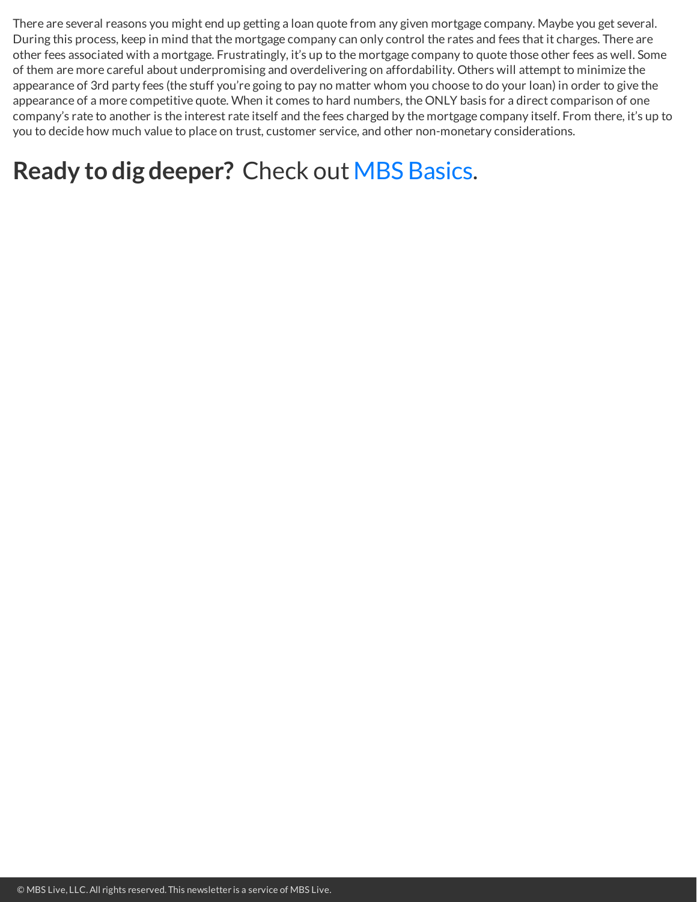There are several reasons you might end up getting a loan quote from any given mortgage company. Maybe you get several. During this process, keep in mind that the mortgage company can only control the rates and fees that it charges. There are other fees associated with a mortgage. Frustratingly, it's up to the mortgage company to quote those other fees as well. Some of them are more careful about underpromising and overdelivering on affordability. Others will attempt to minimize the appearance of 3rd party fees (the stuff you're going to pay no matter whom you choose to do your loan) in order to give the appearance of a more competitive quote. When it comes to hard numbers, the ONLY basis for a direct comparison of one company's rate to another is the interest rate itself and the fees charged by the mortgage company itself. From there, it's up to you to decide how much value to place on trust, customer service, and other non-monetary considerations.

## **Ready to dig deeper?** Check out MBS Basics.

© MBS Live, LLC. All rights reserved. This newsletter is a service of MBS Live.